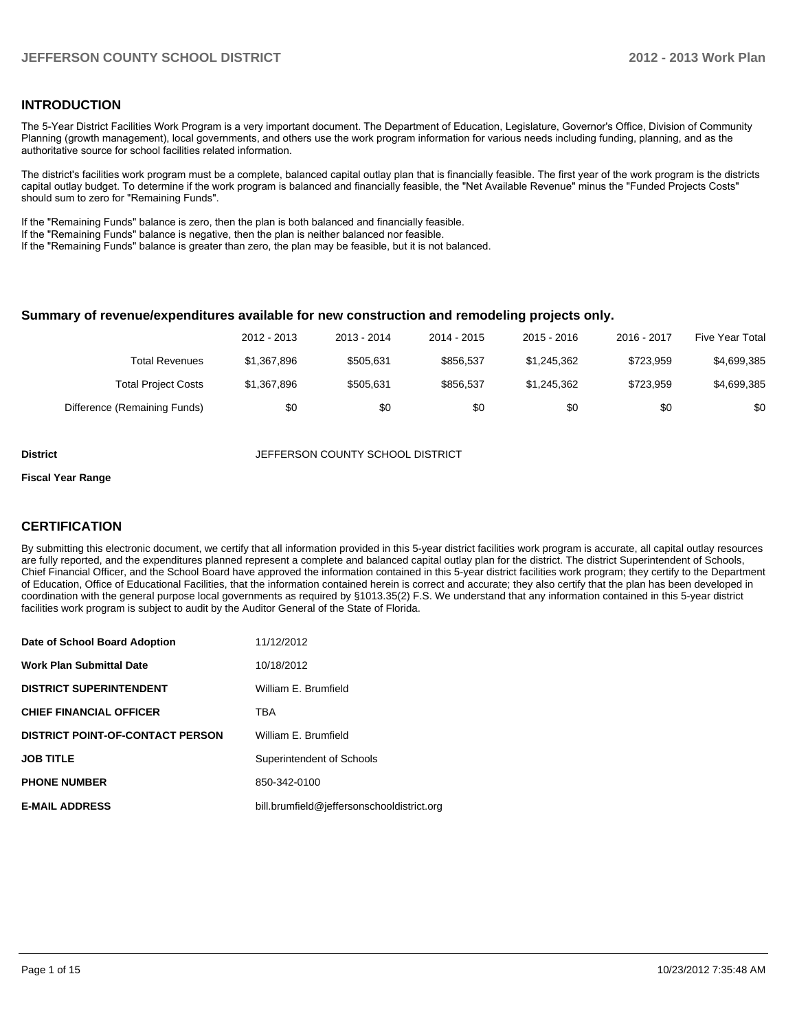## INTRODUCTION

The 5-Year District Facilities Work Program is a very important document. The Department of Education, Legislature, Governor's Office, Division of Community Planning (growth management), local governments, and others use the work program information for various needs including funding, planning, and as the authoritative source for school facilities related information.

The district's facilities work program must be a complete, balanced capital outlay plan that is financially feasible. The first year of the work program is the districts capital outlay budget. To determine if the work program is balanced and financially feasible, the "Net Available Revenue" minus the "Funded Projects Costs" should sum to zero for "Remaining Funds".

If the "Remaining Funds" balance is zero, then the plan is both balanced and financially feasible.
If the "Remaining Funds" balance is negative, then the plan is neither balanced nor feasible.
If the "Remaining Funds" balance is greater than zero, the plan may be feasible, but it is not balanced.

### Summary of revenue/expenditures available for new construction and remodeling projects only.

| | 2012 - 2013 | 2013 - 2014 | 2014 - 2015 | 2015 - 2016 | 2016 - 2017 | Five Year Total |
|---|---|---|---|---|---|---|
| Total Revenues | $1,367,896 | $505,631 | $856,537 | $1,245,362 | $723,959 | $4,699,385 |
| Total Project Costs | $1,367,896 | $505,631 | $856,537 | $1,245,362 | $723,959 | $4,699,385 |
| Difference (Remaining Funds) | $0 | $0 | $0 | $0 | $0 | $0 |

**District** JEFFERSON COUNTY SCHOOL DISTRICT

**Fiscal Year Range**

## CERTIFICATION

By submitting this electronic document, we certify that all information provided in this 5-year district facilities work program is accurate, all capital outlay resources are fully reported, and the expenditures planned represent a complete and balanced capital outlay plan for the district. The district Superintendent of Schools, Chief Financial Officer, and the School Board have approved the information contained in this 5-year district facilities work program; they certify to the Department of Education, Office of Educational Facilities, that the information contained herein is correct and accurate; they also certify that the plan has been developed in coordination with the general purpose local governments as required by §1013.35(2) F.S. We understand that any information contained in this 5-year district facilities work program is subject to audit by the Auditor General of the State of Florida.

| | |
|---|---|
| **Date of School Board Adoption** | 11/12/2012 |
| **Work Plan Submittal Date** | 10/18/2012 |
| **DISTRICT SUPERINTENDENT** | William E. Brumfield |
| **CHIEF FINANCIAL OFFICER** | TBA |
| **DISTRICT POINT-OF-CONTACT PERSON** | William E. Brumfield |
| **JOB TITLE** | Superintendent of Schools |
| **PHONE NUMBER** | 850-342-0100 |
| **E-MAIL ADDRESS** | bill.brumfield@jeffersonschooldistrict.org |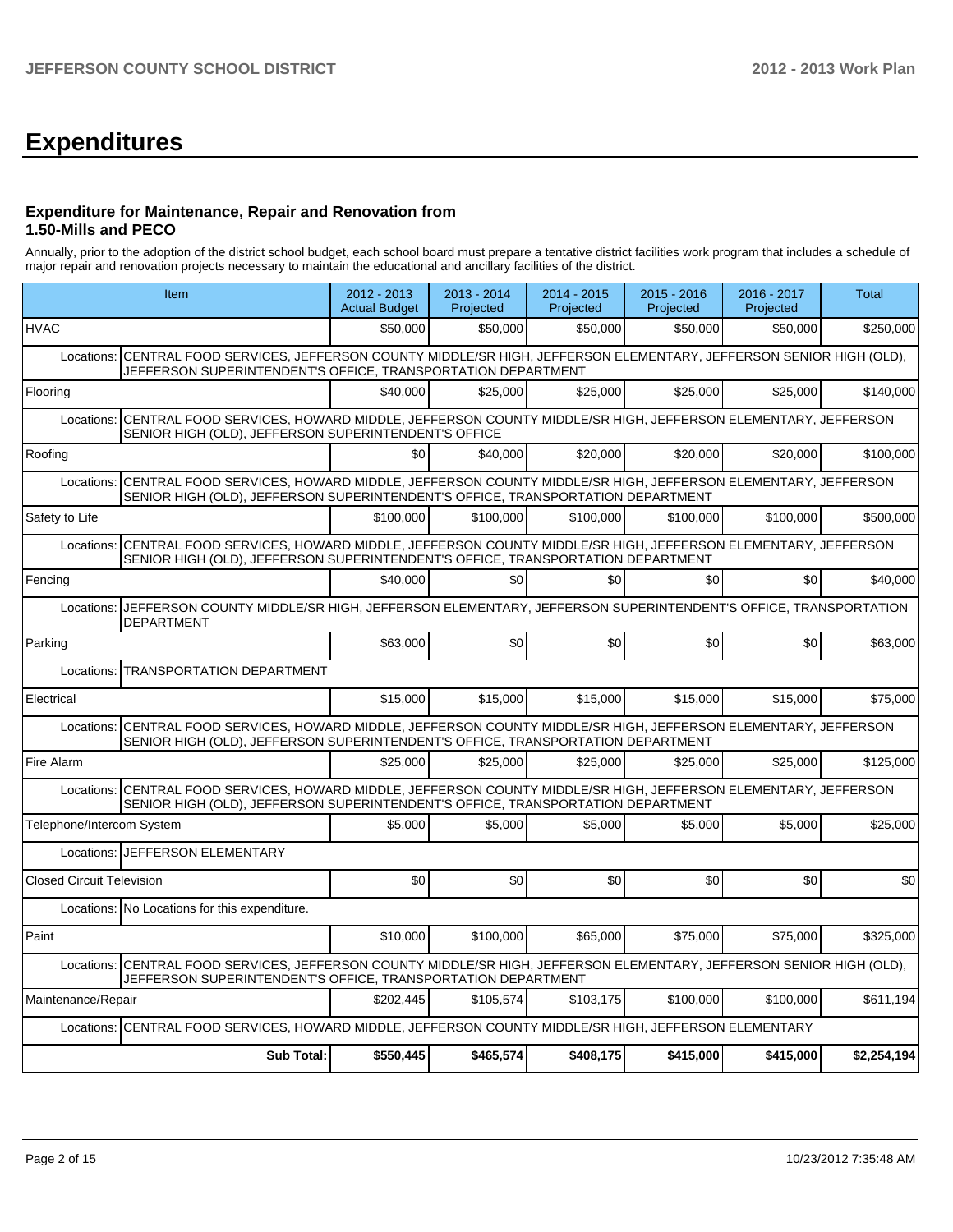# Expenditures

### Expenditure for Maintenance, Repair and Renovation from 1.50-Mills and PECO

Annually, prior to the adoption of the district school budget, each school board must prepare a tentative district facilities work program that includes a schedule of major repair and renovation projects necessary to maintain the educational and ancillary facilities of the district.

| Item | | 2012 - 2013 Actual Budget | 2013 - 2014 Projected | 2014 - 2015 Projected | 2015 - 2016 Projected | 2016 - 2017 Projected | Total |
|---|---|---|---|---|---|---|---|
| HVAC | | $50,000 | $50,000 | $50,000 | $50,000 | $50,000 | $250,000 |
| Locations: | CENTRAL FOOD SERVICES, JEFFERSON COUNTY MIDDLE/SR HIGH, JEFFERSON ELEMENTARY, JEFFERSON SENIOR HIGH (OLD), JEFFERSON SUPERINTENDENT'S OFFICE, TRANSPORTATION DEPARTMENT | | | | | | |
| Flooring | | $40,000 | $25,000 | $25,000 | $25,000 | $25,000 | $140,000 |
| Locations: | CENTRAL FOOD SERVICES, HOWARD MIDDLE, JEFFERSON COUNTY MIDDLE/SR HIGH, JEFFERSON ELEMENTARY, JEFFERSON SENIOR HIGH (OLD), JEFFERSON SUPERINTENDENT'S OFFICE | | | | | | |
| Roofing | | $0 | $40,000 | $20,000 | $20,000 | $20,000 | $100,000 |
| Locations: | CENTRAL FOOD SERVICES, HOWARD MIDDLE, JEFFERSON COUNTY MIDDLE/SR HIGH, JEFFERSON ELEMENTARY, JEFFERSON SENIOR HIGH (OLD), JEFFERSON SUPERINTENDENT'S OFFICE, TRANSPORTATION DEPARTMENT | | | | | | |
| Safety to Life | | $100,000 | $100,000 | $100,000 | $100,000 | $100,000 | $500,000 |
| Locations: | CENTRAL FOOD SERVICES, HOWARD MIDDLE, JEFFERSON COUNTY MIDDLE/SR HIGH, JEFFERSON ELEMENTARY, JEFFERSON SENIOR HIGH (OLD), JEFFERSON SUPERINTENDENT'S OFFICE, TRANSPORTATION DEPARTMENT | | | | | | |
| Fencing | | $40,000 | $0 | $0 | $0 | $0 | $40,000 |
| Locations: | JEFFERSON COUNTY MIDDLE/SR HIGH, JEFFERSON ELEMENTARY, JEFFERSON SUPERINTENDENT'S OFFICE, TRANSPORTATION DEPARTMENT | | | | | | |
| Parking | | $63,000 | $0 | $0 | $0 | $0 | $63,000 |
| Locations: | TRANSPORTATION DEPARTMENT | | | | | | |
| Electrical | | $15,000 | $15,000 | $15,000 | $15,000 | $15,000 | $75,000 |
| Locations: | CENTRAL FOOD SERVICES, HOWARD MIDDLE, JEFFERSON COUNTY MIDDLE/SR HIGH, JEFFERSON ELEMENTARY, JEFFERSON SENIOR HIGH (OLD), JEFFERSON SUPERINTENDENT'S OFFICE, TRANSPORTATION DEPARTMENT | | | | | | |
| Fire Alarm | | $25,000 | $25,000 | $25,000 | $25,000 | $25,000 | $125,000 |
| Locations: | CENTRAL FOOD SERVICES, HOWARD MIDDLE, JEFFERSON COUNTY MIDDLE/SR HIGH, JEFFERSON ELEMENTARY, JEFFERSON SENIOR HIGH (OLD), JEFFERSON SUPERINTENDENT'S OFFICE, TRANSPORTATION DEPARTMENT | | | | | | |
| Telephone/Intercom System | | $5,000 | $5,000 | $5,000 | $5,000 | $5,000 | $25,000 |
| Locations: | JEFFERSON ELEMENTARY | | | | | | |
| Closed Circuit Television | | $0 | $0 | $0 | $0 | $0 | $0 |
| Locations: | No Locations for this expenditure. | | | | | | |
| Paint | | $10,000 | $100,000 | $65,000 | $75,000 | $75,000 | $325,000 |
| Locations: | CENTRAL FOOD SERVICES, JEFFERSON COUNTY MIDDLE/SR HIGH, JEFFERSON ELEMENTARY, JEFFERSON SENIOR HIGH (OLD), JEFFERSON SUPERINTENDENT'S OFFICE, TRANSPORTATION DEPARTMENT | | | | | | |
| Maintenance/Repair | | $202,445 | $105,574 | $103,175 | $100,000 | $100,000 | $611,194 |
| Locations: | CENTRAL FOOD SERVICES, HOWARD MIDDLE, JEFFERSON COUNTY MIDDLE/SR HIGH, JEFFERSON ELEMENTARY | | | | | | |
| | **Sub Total:** | **$550,445** | **$465,574** | **$408,175** | **$415,000** | **$415,000** | **$2,254,194** |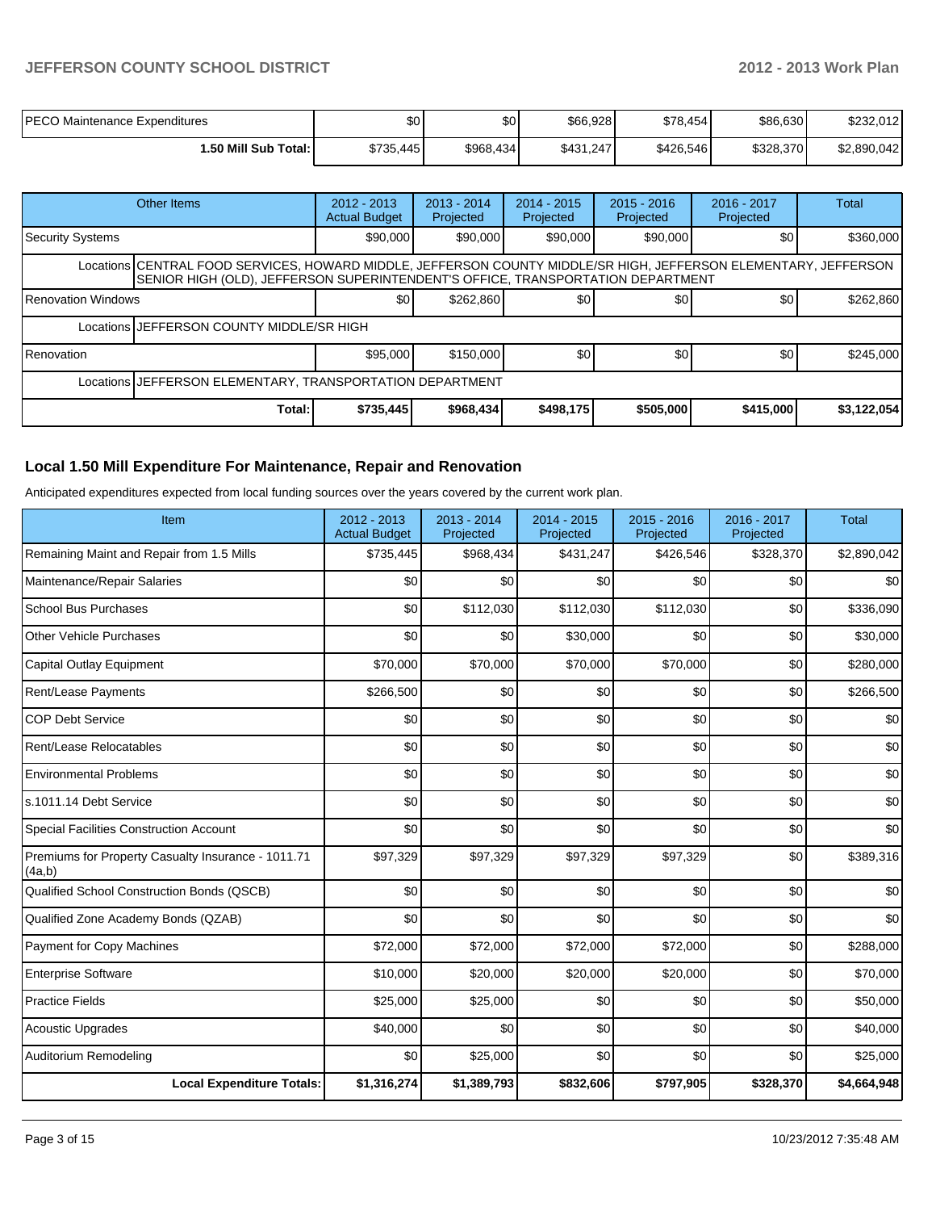| PECO Maintenance Expenditures | $0 | $0 | $66,928 | $78,454 | $86,630 | $232,012 |
|---|---|---|---|---|---|---|
| 1.50 Mill Sub Total: | $735,445 | $968,434 | $431,247 | $426,546 | $328,370 | $2,890,042 |

| Other Items | 2012 - 2013 Actual Budget | 2013 - 2014 Projected | 2014 - 2015 Projected | 2015 - 2016 Projected | 2016 - 2017 Projected | Total |
|---|---|---|---|---|---|---|
| Security Systems | $90,000 | $90,000 | $90,000 | $90,000 | $0 | $360,000 |
| Locations CENTRAL FOOD SERVICES, HOWARD MIDDLE, JEFFERSON COUNTY MIDDLE/SR HIGH, JEFFERSON ELEMENTARY, JEFFERSON SENIOR HIGH (OLD), JEFFERSON SUPERINTENDENT'S OFFICE, TRANSPORTATION DEPARTMENT | | | | | | |
| Renovation Windows | $0 | $262,860 | $0 | $0 | $0 | $262,860 |
| Locations JEFFERSON COUNTY MIDDLE/SR HIGH | | | | | | |
| Renovation | $95,000 | $150,000 | $0 | $0 | $0 | $245,000 |
| Locations JEFFERSON ELEMENTARY, TRANSPORTATION DEPARTMENT | | | | | | |
| **Total:** | **$735,445** | **$968,434** | **$498,175** | **$505,000** | **$415,000** | **$3,122,054** |

## Local 1.50 Mill Expenditure For Maintenance, Repair and Renovation

Anticipated expenditures expected from local funding sources over the years covered by the current work plan.

| Item | 2012 - 2013 Actual Budget | 2013 - 2014 Projected | 2014 - 2015 Projected | 2015 - 2016 Projected | 2016 - 2017 Projected | Total |
|---|---|---|---|---|---|---|
| Remaining Maint and Repair from 1.5 Mills | $735,445 | $968,434 | $431,247 | $426,546 | $328,370 | $2,890,042 |
| Maintenance/Repair Salaries | $0 | $0 | $0 | $0 | $0 | $0 |
| School Bus Purchases | $0 | $112,030 | $112,030 | $112,030 | $0 | $336,090 |
| Other Vehicle Purchases | $0 | $0 | $30,000 | $0 | $0 | $30,000 |
| Capital Outlay Equipment | $70,000 | $70,000 | $70,000 | $70,000 | $0 | $280,000 |
| Rent/Lease Payments | $266,500 | $0 | $0 | $0 | $0 | $266,500 |
| COP Debt Service | $0 | $0 | $0 | $0 | $0 | $0 |
| Rent/Lease Relocatables | $0 | $0 | $0 | $0 | $0 | $0 |
| Environmental Problems | $0 | $0 | $0 | $0 | $0 | $0 |
| s.1011.14 Debt Service | $0 | $0 | $0 | $0 | $0 | $0 |
| Special Facilities Construction Account | $0 | $0 | $0 | $0 | $0 | $0 |
| Premiums for Property Casualty Insurance - 1011.71 (4a,b) | $97,329 | $97,329 | $97,329 | $97,329 | $0 | $389,316 |
| Qualified School Construction Bonds (QSCB) | $0 | $0 | $0 | $0 | $0 | $0 |
| Qualified Zone Academy Bonds (QZAB) | $0 | $0 | $0 | $0 | $0 | $0 |
| Payment for Copy Machines | $72,000 | $72,000 | $72,000 | $72,000 | $0 | $288,000 |
| Enterprise Software | $10,000 | $20,000 | $20,000 | $20,000 | $0 | $70,000 |
| Practice Fields | $25,000 | $25,000 | $0 | $0 | $0 | $50,000 |
| Acoustic Upgrades | $40,000 | $0 | $0 | $0 | $0 | $40,000 |
| Auditorium Remodeling | $0 | $25,000 | $0 | $0 | $0 | $25,000 |
| **Local Expenditure Totals:** | **$1,316,274** | **$1,389,793** | **$832,606** | **$797,905** | **$328,370** | **$4,664,948** |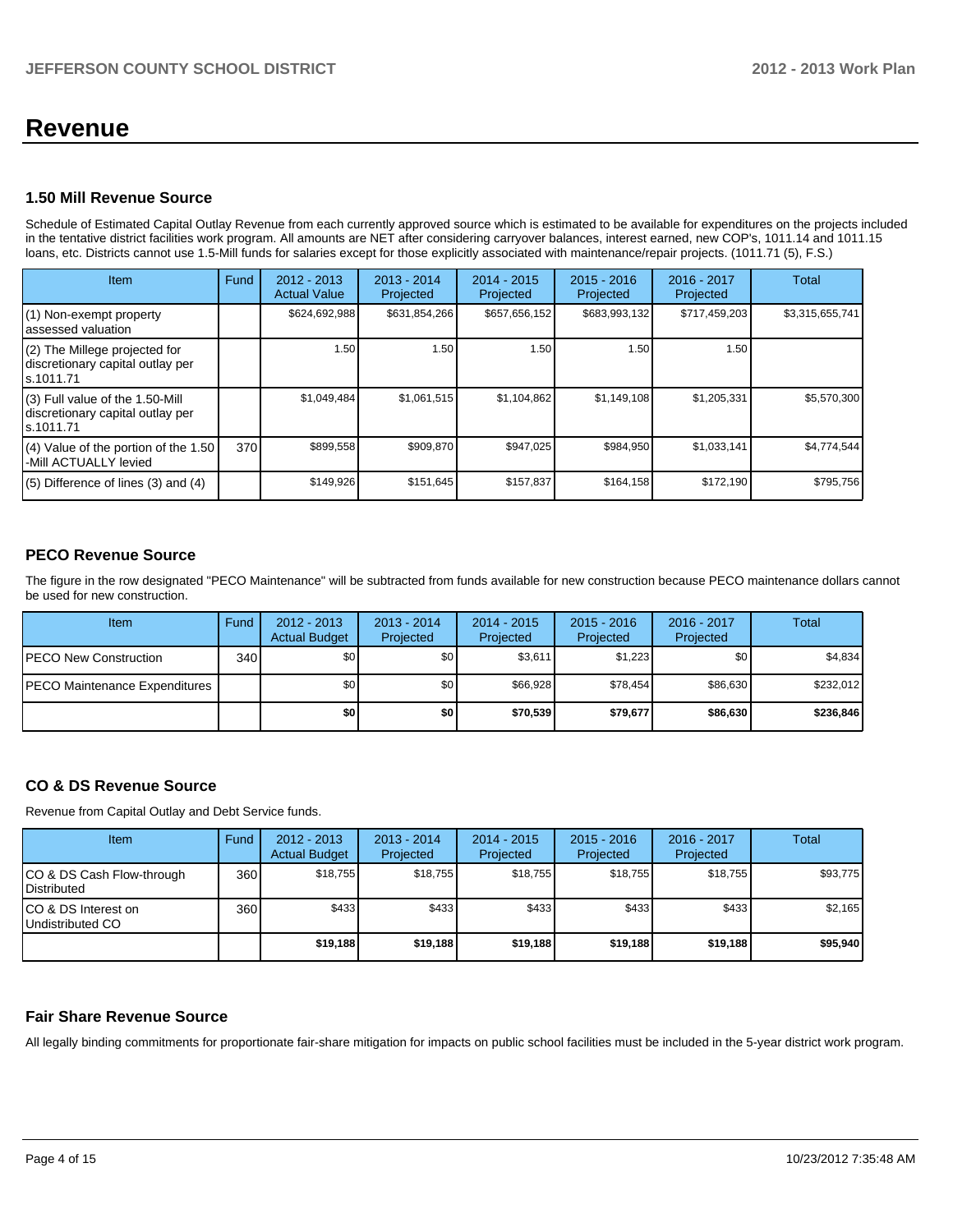# Revenue

## 1.50 Mill Revenue Source

Schedule of Estimated Capital Outlay Revenue from each currently approved source which is estimated to be available for expenditures on the projects included in the tentative district facilities work program. All amounts are NET after considering carryover balances, interest earned, new COP's, 1011.14 and 1011.15 loans, etc. Districts cannot use 1.5-Mill funds for salaries except for those explicitly associated with maintenance/repair projects. (1011.71 (5), F.S.)

| Item | Fund | 2012 - 2013 Actual Value | 2013 - 2014 Projected | 2014 - 2015 Projected | 2015 - 2016 Projected | 2016 - 2017 Projected | Total |
|---|---|---|---|---|---|---|---|
| (1) Non-exempt property assessed valuation | | $624,692,988 | $631,854,266 | $657,656,152 | $683,993,132 | $717,459,203 | $3,315,655,741 |
| (2) The Millege projected for discretionary capital outlay per s.1011.71 | | 1.50 | 1.50 | 1.50 | 1.50 | 1.50 | |
| (3) Full value of the 1.50-Mill discretionary capital outlay per s.1011.71 | | $1,049,484 | $1,061,515 | $1,104,862 | $1,149,108 | $1,205,331 | $5,570,300 |
| (4) Value of the portion of the 1.50 -Mill ACTUALLY levied | 370 | $899,558 | $909,870 | $947,025 | $984,950 | $1,033,141 | $4,774,544 |
| (5) Difference of lines (3) and (4) | | $149,926 | $151,645 | $157,837 | $164,158 | $172,190 | $795,756 |

## PECO Revenue Source

The figure in the row designated "PECO Maintenance" will be subtracted from funds available for new construction because PECO maintenance dollars cannot be used for new construction.

| Item | Fund | 2012 - 2013 Actual Budget | 2013 - 2014 Projected | 2014 - 2015 Projected | 2015 - 2016 Projected | 2016 - 2017 Projected | Total |
|---|---|---|---|---|---|---|---|
| PECO New Construction | 340 | $0 | $0 | $3,611 | $1,223 | $0 | $4,834 |
| PECO Maintenance Expenditures | | $0 | $0 | $66,928 | $78,454 | $86,630 | $232,012 |
| | | **$0** | **$0** | **$70,539** | **$79,677** | **$86,630** | **$236,846** |

## CO & DS Revenue Source

Revenue from Capital Outlay and Debt Service funds.

| Item | Fund | 2012 - 2013 Actual Budget | 2013 - 2014 Projected | 2014 - 2015 Projected | 2015 - 2016 Projected | 2016 - 2017 Projected | Total |
|---|---|---|---|---|---|---|---|
| CO & DS Cash Flow-through Distributed | 360 | $18,755 | $18,755 | $18,755 | $18,755 | $18,755 | $93,775 |
| CO & DS Interest on Undistributed CO | 360 | $433 | $433 | $433 | $433 | $433 | $2,165 |
| | | **$19,188** | **$19,188** | **$19,188** | **$19,188** | **$19,188** | **$95,940** |

## Fair Share Revenue Source

All legally binding commitments for proportionate fair-share mitigation for impacts on public school facilities must be included in the 5-year district work program.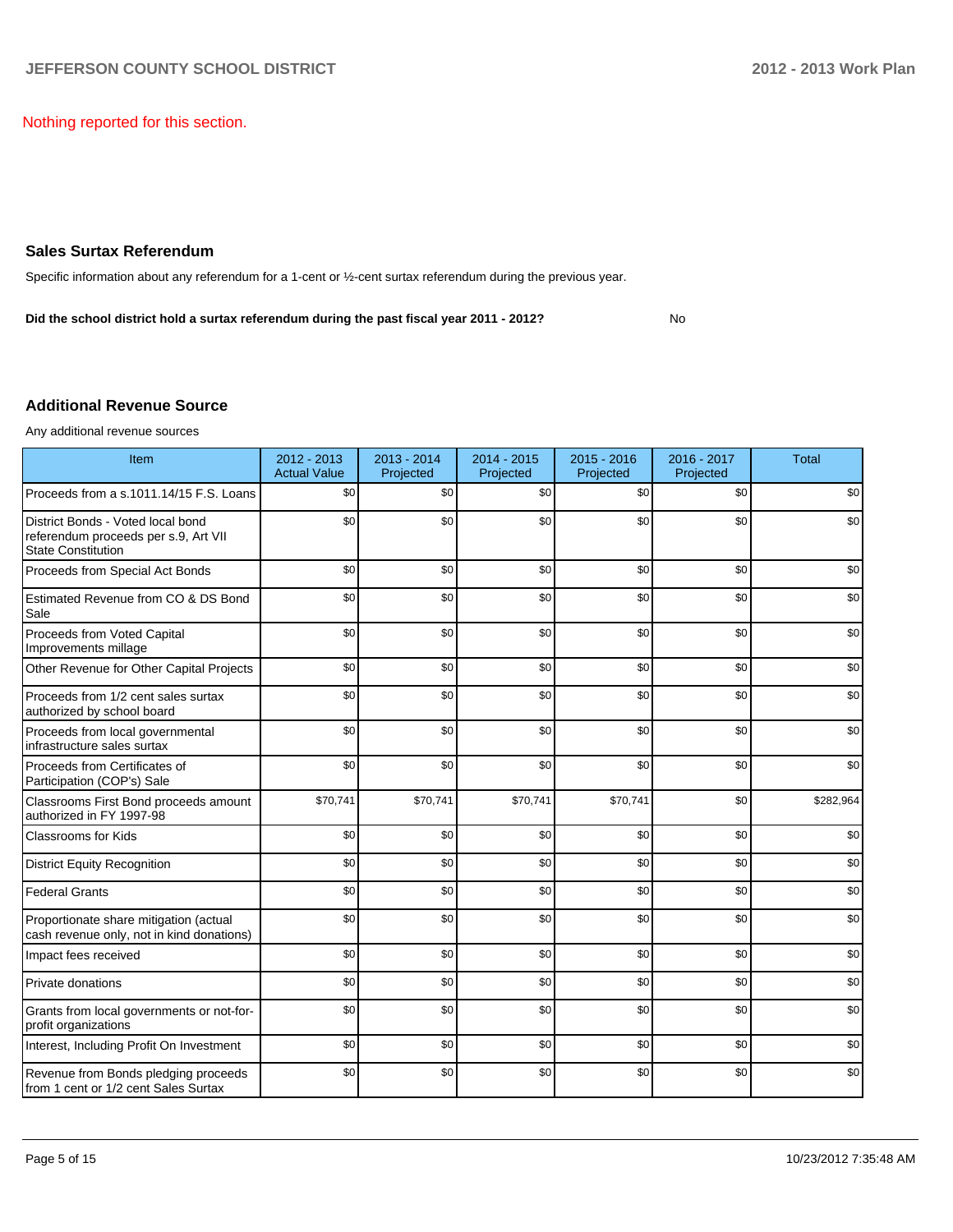Nothing reported for this section.

## Sales Surtax Referendum

Specific information about any referendum for a 1-cent or ½-cent surtax referendum during the previous year.

**Did the school district hold a surtax referendum during the past fiscal year 2011 - 2012?** No

## Additional Revenue Source

Any additional revenue sources

| Item | 2012 - 2013 Actual Value | 2013 - 2014 Projected | 2014 - 2015 Projected | 2015 - 2016 Projected | 2016 - 2017 Projected | Total |
|---|---|---|---|---|---|---|
| Proceeds from a s.1011.14/15 F.S. Loans | $0 | $0 | $0 | $0 | $0 | $0 |
| District Bonds - Voted local bond referendum proceeds per s.9, Art VII State Constitution | $0 | $0 | $0 | $0 | $0 | $0 |
| Proceeds from Special Act Bonds | $0 | $0 | $0 | $0 | $0 | $0 |
| Estimated Revenue from CO & DS Bond Sale | $0 | $0 | $0 | $0 | $0 | $0 |
| Proceeds from Voted Capital Improvements millage | $0 | $0 | $0 | $0 | $0 | $0 |
| Other Revenue for Other Capital Projects | $0 | $0 | $0 | $0 | $0 | $0 |
| Proceeds from 1/2 cent sales surtax authorized by school board | $0 | $0 | $0 | $0 | $0 | $0 |
| Proceeds from local governmental infrastructure sales surtax | $0 | $0 | $0 | $0 | $0 | $0 |
| Proceeds from Certificates of Participation (COP's) Sale | $0 | $0 | $0 | $0 | $0 | $0 |
| Classrooms First Bond proceeds amount authorized in FY 1997-98 | $70,741 | $70,741 | $70,741 | $70,741 | $0 | $282,964 |
| Classrooms for Kids | $0 | $0 | $0 | $0 | $0 | $0 |
| District Equity Recognition | $0 | $0 | $0 | $0 | $0 | $0 |
| Federal Grants | $0 | $0 | $0 | $0 | $0 | $0 |
| Proportionate share mitigation (actual cash revenue only, not in kind donations) | $0 | $0 | $0 | $0 | $0 | $0 |
| Impact fees received | $0 | $0 | $0 | $0 | $0 | $0 |
| Private donations | $0 | $0 | $0 | $0 | $0 | $0 |
| Grants from local governments or not-for-profit organizations | $0 | $0 | $0 | $0 | $0 | $0 |
| Interest, Including Profit On Investment | $0 | $0 | $0 | $0 | $0 | $0 |
| Revenue from Bonds pledging proceeds from 1 cent or 1/2 cent Sales Surtax | $0 | $0 | $0 | $0 | $0 | $0 |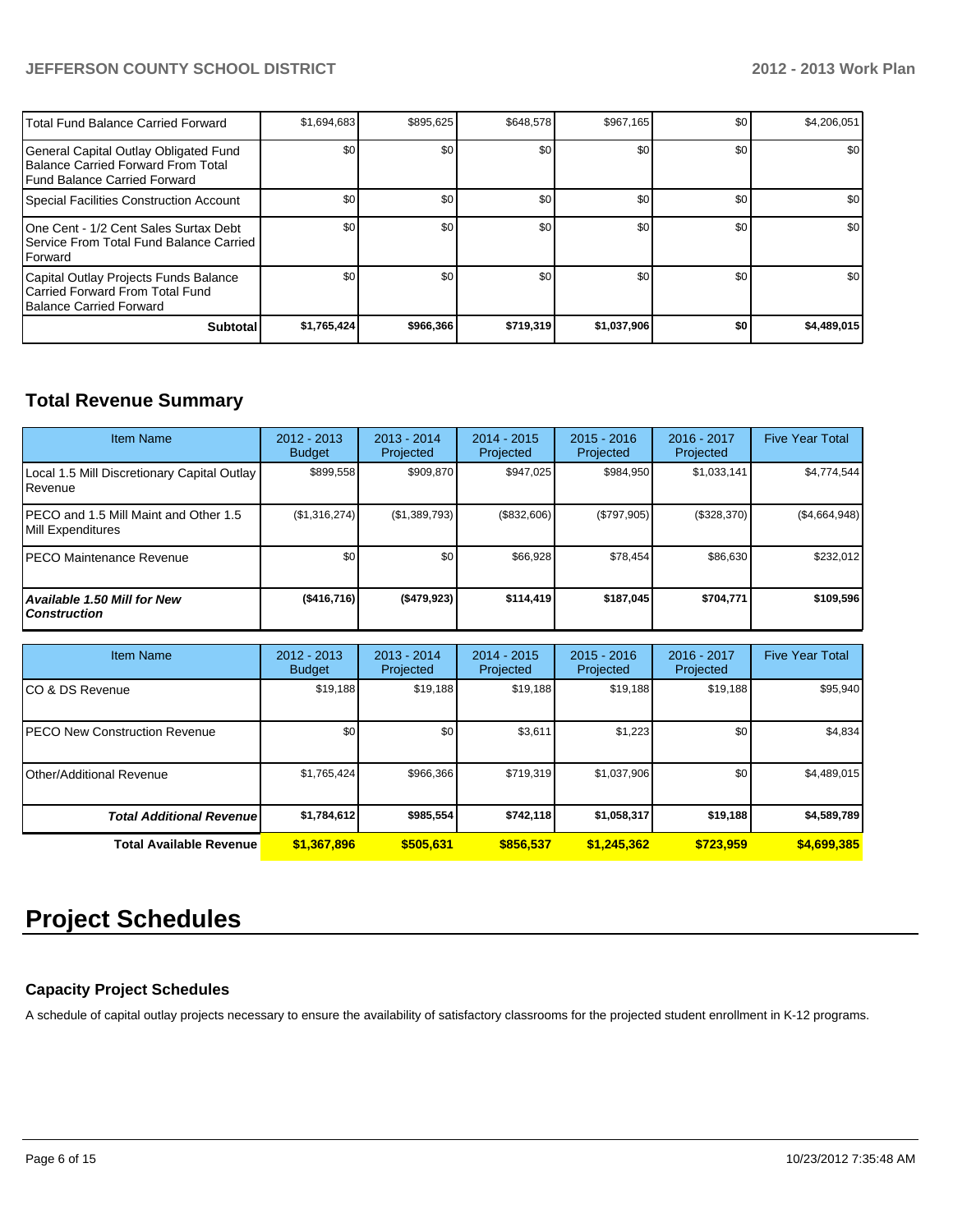| | | | | | | |
|---|---|---|---|---|---|---|
| Total Fund Balance Carried Forward | $1,694,683 | $895,625 | $648,578 | $967,165 | $0 | $4,206,051 |
| General Capital Outlay Obligated Fund Balance Carried Forward From Total Fund Balance Carried Forward | $0 | $0 | $0 | $0 | $0 | $0 |
| Special Facilities Construction Account | $0 | $0 | $0 | $0 | $0 | $0 |
| One Cent - 1/2 Cent Sales Surtax Debt Service From Total Fund Balance Carried Forward | $0 | $0 | $0 | $0 | $0 | $0 |
| Capital Outlay Projects Funds Balance Carried Forward From Total Fund Balance Carried Forward | $0 | $0 | $0 | $0 | $0 | $0 |
| **Subtotal** | **$1,765,424** | **$966,366** | **$719,319** | **$1,037,906** | **$0** | **$4,489,015** |

## Total Revenue Summary

| Item Name | 2012 - 2013 Budget | 2013 - 2014 Projected | 2014 - 2015 Projected | 2015 - 2016 Projected | 2016 - 2017 Projected | Five Year Total |
|---|---|---|---|---|---|---|
| Local 1.5 Mill Discretionary Capital Outlay Revenue | $899,558 | $909,870 | $947,025 | $984,950 | $1,033,141 | $4,774,544 |
| PECO and 1.5 Mill Maint and Other 1.5 Mill Expenditures | ($1,316,274) | ($1,389,793) | ($832,606) | ($797,905) | ($328,370) | ($4,664,948) |
| PECO Maintenance Revenue | $0 | $0 | $66,928 | $78,454 | $86,630 | $232,012 |
| ***Available 1.50 Mill for New Construction*** | **($416,716)** | **($479,923)** | **$114,419** | **$187,045** | **$704,771** | **$109,596** |

| Item Name | 2012 - 2013 Budget | 2013 - 2014 Projected | 2014 - 2015 Projected | 2015 - 2016 Projected | 2016 - 2017 Projected | Five Year Total |
|---|---|---|---|---|---|---|
| CO & DS Revenue | $19,188 | $19,188 | $19,188 | $19,188 | $19,188 | $95,940 |
| PECO New Construction Revenue | $0 | $0 | $3,611 | $1,223 | $0 | $4,834 |
| Other/Additional Revenue | $1,765,424 | $966,366 | $719,319 | $1,037,906 | $0 | $4,489,015 |
| ***Total Additional Revenue*** | **$1,784,612** | **$985,554** | **$742,118** | **$1,058,317** | **$19,188** | **$4,589,789** |
| **Total Available Revenue** | **$1,367,896** | **$505,631** | **$856,537** | **$1,245,362** | **$723,959** | **$4,699,385** |

# Project Schedules

### Capacity Project Schedules

A schedule of capital outlay projects necessary to ensure the availability of satisfactory classrooms for the projected student enrollment in K-12 programs.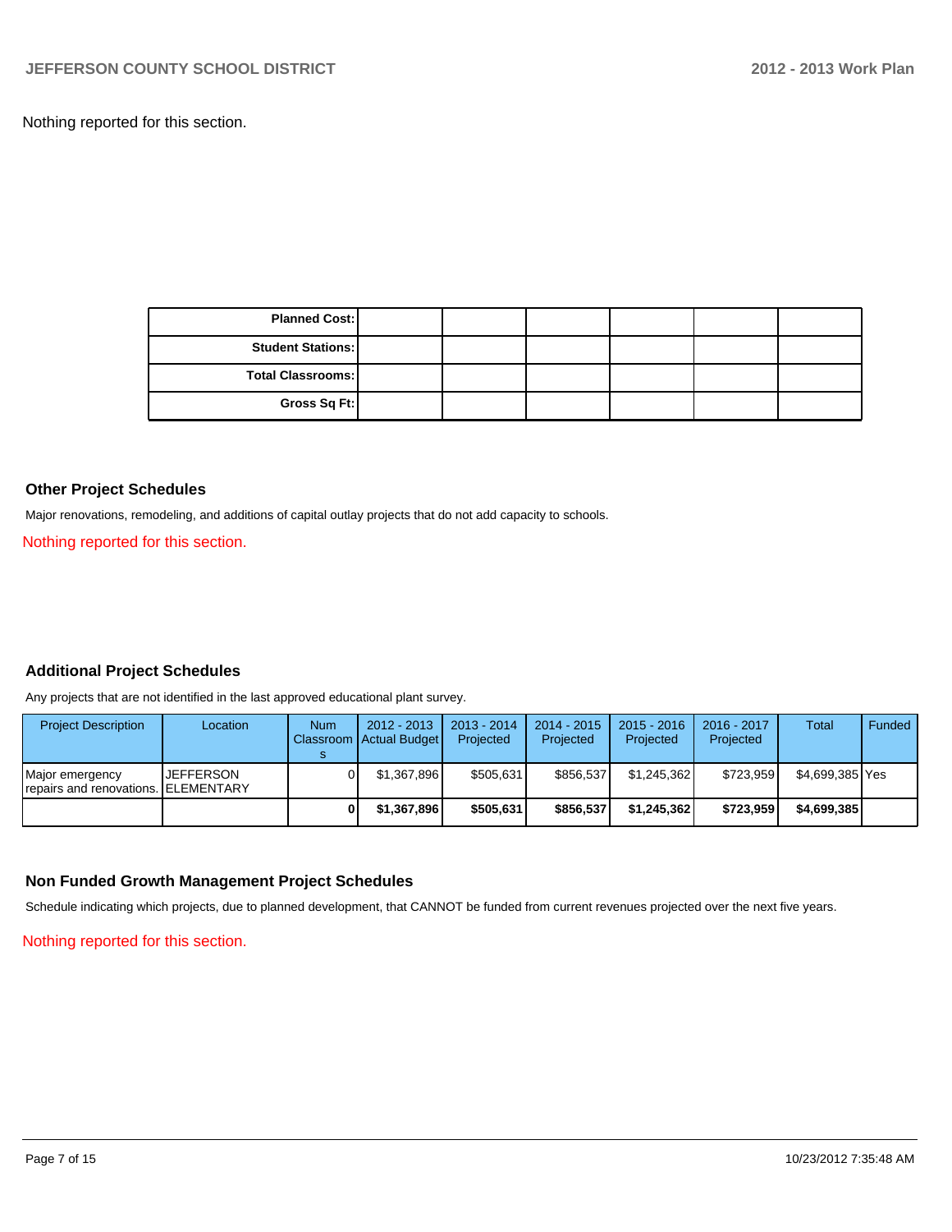Nothing reported for this section.

| Planned Cost: | | | | | | |
|---|---|---|---|---|---|---|
| Student Stations: | | | | | | |
| Total Classrooms: | | | | | | |
| Gross Sq Ft: | | | | | | |

### Other Project Schedules

Major renovations, remodeling, and additions of capital outlay projects that do not add capacity to schools.

Nothing reported for this section.

### Additional Project Schedules

Any projects that are not identified in the last approved educational plant survey.

| Project Description | Location | Num Classrooms | 2012 - 2013 Actual Budget | 2013 - 2014 Projected | 2014 - 2015 Projected | 2015 - 2016 Projected | 2016 - 2017 Projected | Total | Funded |
|---|---|---|---|---|---|---|---|---|---|
| Major emergency repairs and renovations. | JEFFERSON ELEMENTARY | 0 | $1,367,896 | $505,631 | $856,537 | $1,245,362 | $723,959 | $4,699,385 | Yes |
| | | **0** | **$1,367,896** | **$505,631** | **$856,537** | **$1,245,362** | **$723,959** | **$4,699,385** | |

### Non Funded Growth Management Project Schedules

Schedule indicating which projects, due to planned development, that CANNOT be funded from current revenues projected over the next five years.

Nothing reported for this section.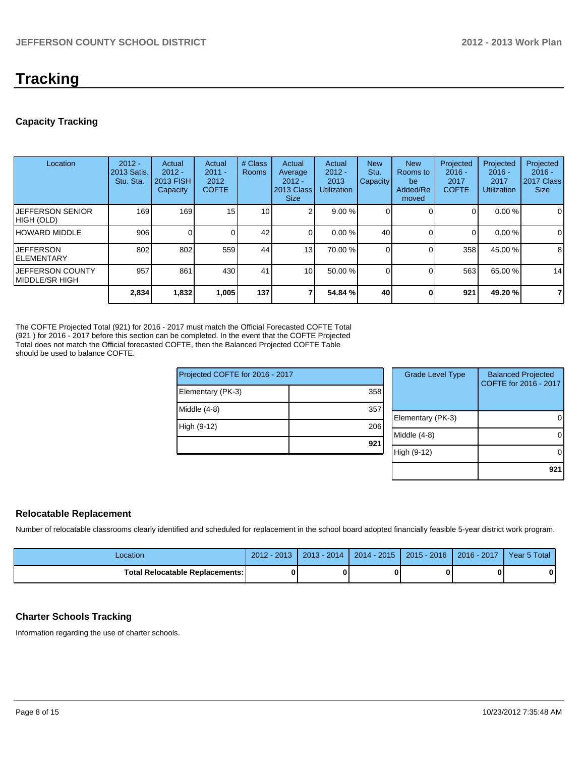# Tracking

## Capacity Tracking

| Location | 2012 - 2013 Satis. Stu. Sta. | Actual 2012 - 2013 FISH Capacity | Actual 2011 - 2012 COFTE | # Class Rooms | Actual Average 2012 - 2013 Class Size | Actual 2012 - 2013 Utilization | New Stu. Capacity | New Rooms to be Added/Removed | Projected 2016 - 2017 COFTE | Projected 2016 - 2017 Utilization | Projected 2016 - 2017 Class Size |
|---|---|---|---|---|---|---|---|---|---|---|---|
| JEFFERSON SENIOR HIGH (OLD) | 169 | 169 | 15 | 10 | 2 | 9.00 % | 0 | 0 | 0 | 0.00 % | 0 |
| HOWARD MIDDLE | 906 | 0 | 0 | 42 | 0 | 0.00 % | 40 | 0 | 0 | 0.00 % | 0 |
| JEFFERSON ELEMENTARY | 802 | 802 | 559 | 44 | 13 | 70.00 % | 0 | 0 | 358 | 45.00 % | 8 |
| JEFFERSON COUNTY MIDDLE/SR HIGH | 957 | 861 | 430 | 41 | 10 | 50.00 % | 0 | 0 | 563 | 65.00 % | 14 |
| | **2,834** | **1,832** | **1,005** | **137** | **7** | **54.84 %** | **40** | **0** | **921** | **49.20 %** | **7** |

The COFTE Projected Total (921) for 2016 - 2017 must match the Official Forecasted COFTE Total (921 ) for 2016 - 2017 before this section can be completed. In the event that the COFTE Projected Total does not match the Official forecasted COFTE, then the Balanced Projected COFTE Table should be used to balance COFTE.

| Projected COFTE for 2016 - 2017 | |
|---|---|
| Elementary (PK-3) | 358 |
| Middle (4-8) | 357 |
| High (9-12) | 206 |
| | **921** |

| Grade Level Type | Balanced Projected COFTE for 2016 - 2017 |
|---|---|
| Elementary (PK-3) | 0 |
| Middle (4-8) | 0 |
| High (9-12) | 0 |
| | **921** |

## Relocatable Replacement

Number of relocatable classrooms clearly identified and scheduled for replacement in the school board adopted financially feasible 5-year district work program.

| Location | 2012 - 2013 | 2013 - 2014 | 2014 - 2015 | 2015 - 2016 | 2016 - 2017 | Year 5 Total |
|---|---|---|---|---|---|---|
| **Total Relocatable Replacements:** | **0** | **0** | **0** | **0** | **0** | **0** |

## Charter Schools Tracking

Information regarding the use of charter schools.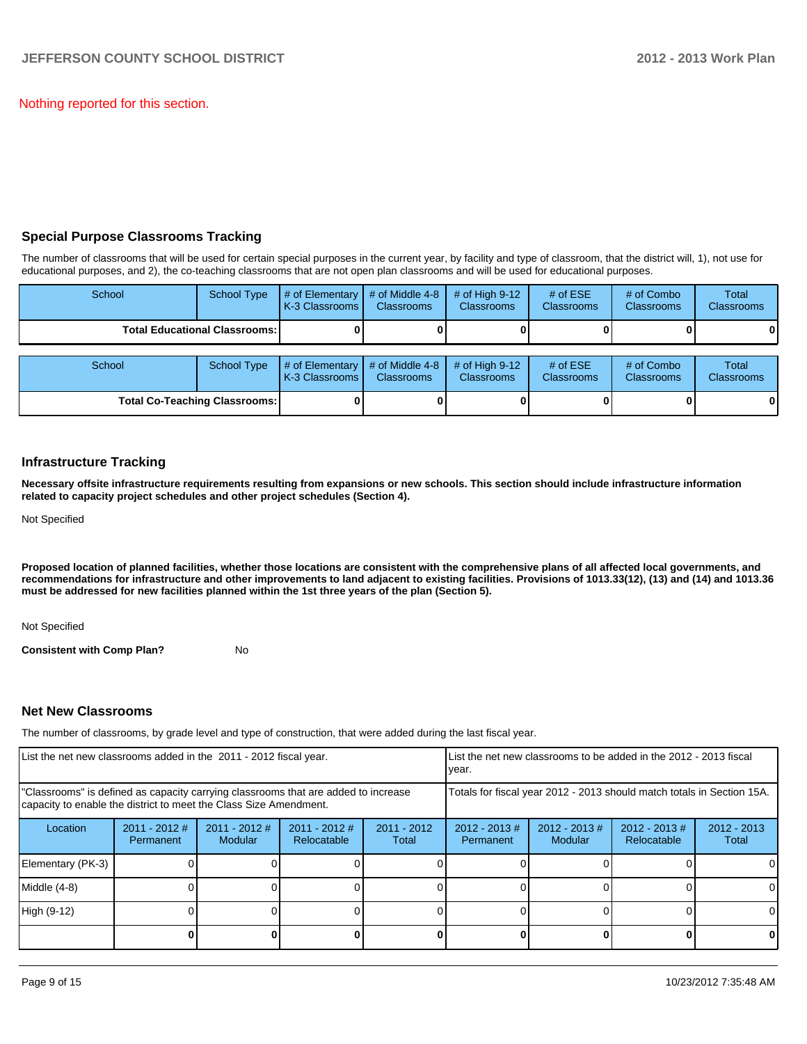Nothing reported for this section.

## Special Purpose Classrooms Tracking

The number of classrooms that will be used for certain special purposes in the current year, by facility and type of classroom, that the district will, 1), not use for educational purposes, and 2), the co-teaching classrooms that are not open plan classrooms and will be used for educational purposes.

| School | School Type | # of Elementary K-3 Classrooms | # of Middle 4-8 Classrooms | # of High 9-12 Classrooms | # of ESE Classrooms | # of Combo Classrooms | Total Classrooms |
|---|---|---|---|---|---|---|---|
| **Total Educational Classrooms:** | | **0** | **0** | **0** | **0** | **0** | **0** |

| School | School Type | # of Elementary K-3 Classrooms | # of Middle 4-8 Classrooms | # of High 9-12 Classrooms | # of ESE Classrooms | # of Combo Classrooms | Total Classrooms |
|---|---|---|---|---|---|---|---|
| **Total Co-Teaching Classrooms:** | | **0** | **0** | **0** | **0** | **0** | **0** |

## Infrastructure Tracking

**Necessary offsite infrastructure requirements resulting from expansions or new schools. This section should include infrastructure information related to capacity project schedules and other project schedules (Section 4).**

Not Specified

**Proposed location of planned facilities, whether those locations are consistent with the comprehensive plans of all affected local governments, and recommendations for infrastructure and other improvements to land adjacent to existing facilities. Provisions of 1013.33(12), (13) and (14) and 1013.36 must be addressed for new facilities planned within the 1st three years of the plan (Section 5).**

Not Specified

**Consistent with Comp Plan?** No

## Net New Classrooms

The number of classrooms, by grade level and type of construction, that were added during the last fiscal year.

| List the net new classrooms added in the 2011 - 2012 fiscal year. | | | | | List the net new classrooms to be added in the 2012 - 2013 fiscal year. | | | |
|---|---|---|---|---|---|---|---|---|
| "Classrooms" is defined as capacity carrying classrooms that are added to increase capacity to enable the district to meet the Class Size Amendment. | | | | | Totals for fiscal year 2012 - 2013 should match totals in Section 15A. | | | |
| Location | 2011 - 2012 # Permanent | 2011 - 2012 # Modular | 2011 - 2012 # Relocatable | 2011 - 2012 Total | 2012 - 2013 # Permanent | 2012 - 2013 # Modular | 2012 - 2013 # Relocatable | 2012 - 2013 Total |
| Elementary (PK-3) | 0 | 0 | 0 | 0 | 0 | 0 | 0 | 0 |
| Middle (4-8) | 0 | 0 | 0 | 0 | 0 | 0 | 0 | 0 |
| High (9-12) | 0 | 0 | 0 | 0 | 0 | 0 | 0 | 0 |
| | **0** | **0** | **0** | **0** | **0** | **0** | **0** | **0** |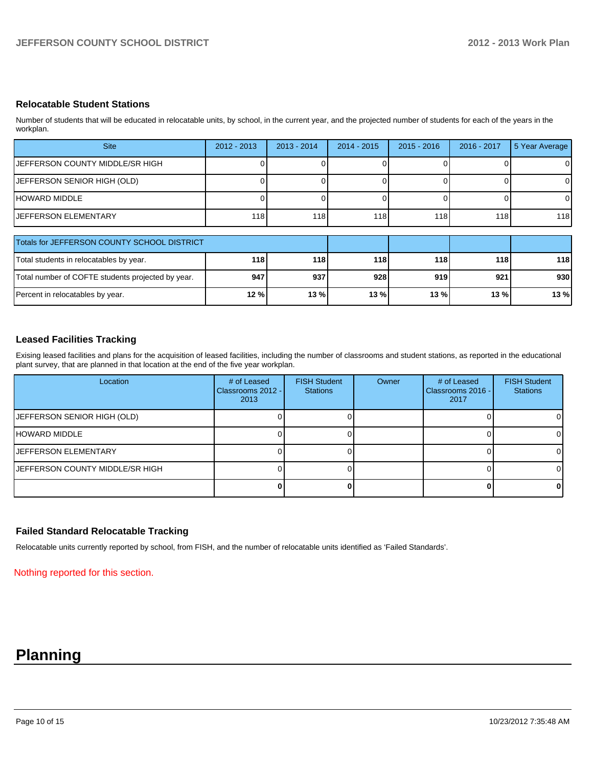### Relocatable Student Stations

Number of students that will be educated in relocatable units, by school, in the current year, and the projected number of students for each of the years in the workplan.

| Site | 2012 - 2013 | 2013 - 2014 | 2014 - 2015 | 2015 - 2016 | 2016 - 2017 | 5 Year Average |
|---|---|---|---|---|---|---|
| JEFFERSON COUNTY MIDDLE/SR HIGH | 0 | 0 | 0 | 0 | 0 | 0 |
| JEFFERSON SENIOR HIGH (OLD) | 0 | 0 | 0 | 0 | 0 | 0 |
| HOWARD MIDDLE | 0 | 0 | 0 | 0 | 0 | 0 |
| JEFFERSON ELEMENTARY | 118 | 118 | 118 | 118 | 118 | 118 |

| Totals for JEFFERSON COUNTY SCHOOL DISTRICT | | | | | | |
|---|---|---|---|---|---|---|
| Total students in relocatables by year. | **118** | **118** | **118** | **118** | **118** | **118** |
| Total number of COFTE students projected by year. | **947** | **937** | **928** | **919** | **921** | **930** |
| Percent in relocatables by year. | **12 %** | **13 %** | **13 %** | **13 %** | **13 %** | **13 %** |

### Leased Facilities Tracking

Exising leased facilities and plans for the acquisition of leased facilities, including the number of classrooms and student stations, as reported in the educational plant survey, that are planned in that location at the end of the five year workplan.

| Location | # of Leased Classrooms 2012 - 2013 | FISH Student Stations | Owner | # of Leased Classrooms 2016 - 2017 | FISH Student Stations |
|---|---|---|---|---|---|
| JEFFERSON SENIOR HIGH (OLD) | 0 | 0 | | 0 | 0 |
| HOWARD MIDDLE | 0 | 0 | | 0 | 0 |
| JEFFERSON ELEMENTARY | 0 | 0 | | 0 | 0 |
| JEFFERSON COUNTY MIDDLE/SR HIGH | 0 | 0 | | 0 | 0 |
| | **0** | **0** | | **0** | **0** |

### Failed Standard Relocatable Tracking

Relocatable units currently reported by school, from FISH, and the number of relocatable units identified as 'Failed Standards'.

Nothing reported for this section.

# Planning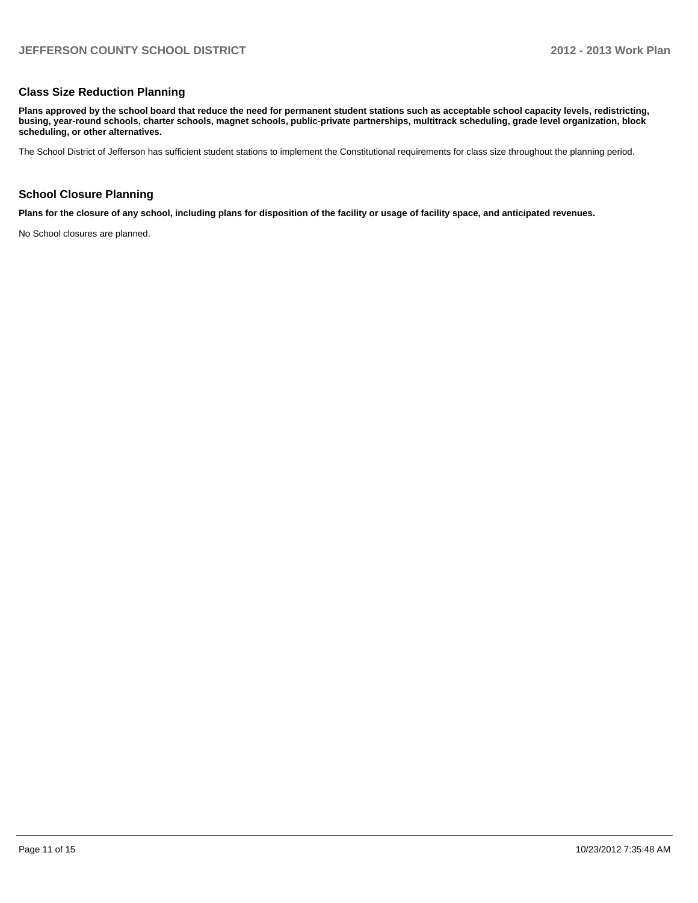## Class Size Reduction Planning

**Plans approved by the school board that reduce the need for permanent student stations such as acceptable school capacity levels, redistricting, busing, year-round schools, charter schools, magnet schools, public-private partnerships, multitrack scheduling, grade level organization, block scheduling, or other alternatives.**

The School District of Jefferson has sufficient student stations to implement the Constitutional requirements for class size throughout the planning period.

## School Closure Planning

**Plans for the closure of any school, including plans for disposition of the facility or usage of facility space, and anticipated revenues.**

No School closures are planned.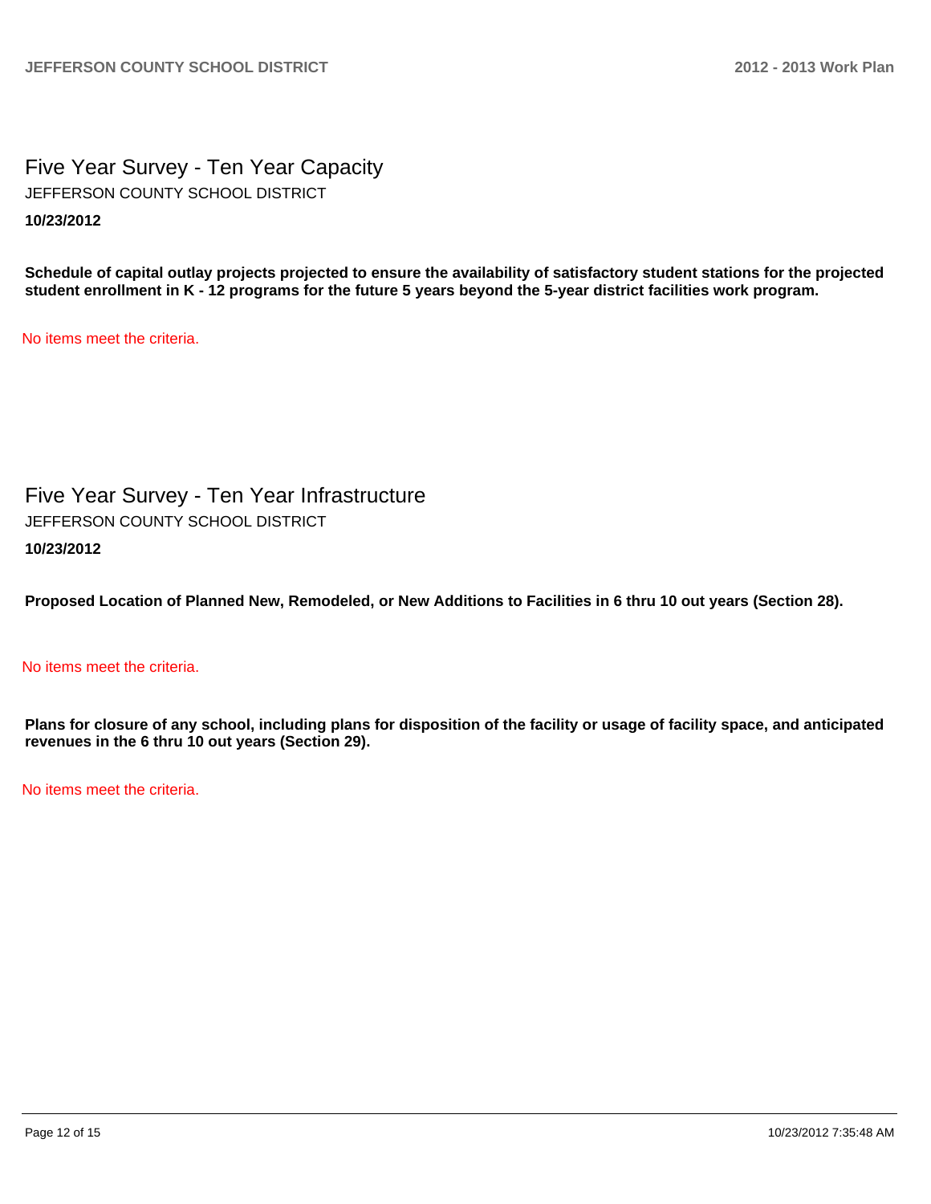# Five Year Survey - Ten Year Capacity

JEFFERSON COUNTY SCHOOL DISTRICT

**10/23/2012**

**Schedule of capital outlay projects projected to ensure the availability of satisfactory student stations for the projected student enrollment in K - 12 programs for the future 5 years beyond the 5-year district facilities work program.**

No items meet the criteria.

# Five Year Survey - Ten Year Infrastructure

JEFFERSON COUNTY SCHOOL DISTRICT

**10/23/2012**

**Proposed Location of Planned New, Remodeled, or New Additions to Facilities in 6 thru 10 out years (Section 28).**

No items meet the criteria.

**Plans for closure of any school, including plans for disposition of the facility or usage of facility space, and anticipated revenues in the 6 thru 10 out years (Section 29).**

No items meet the criteria.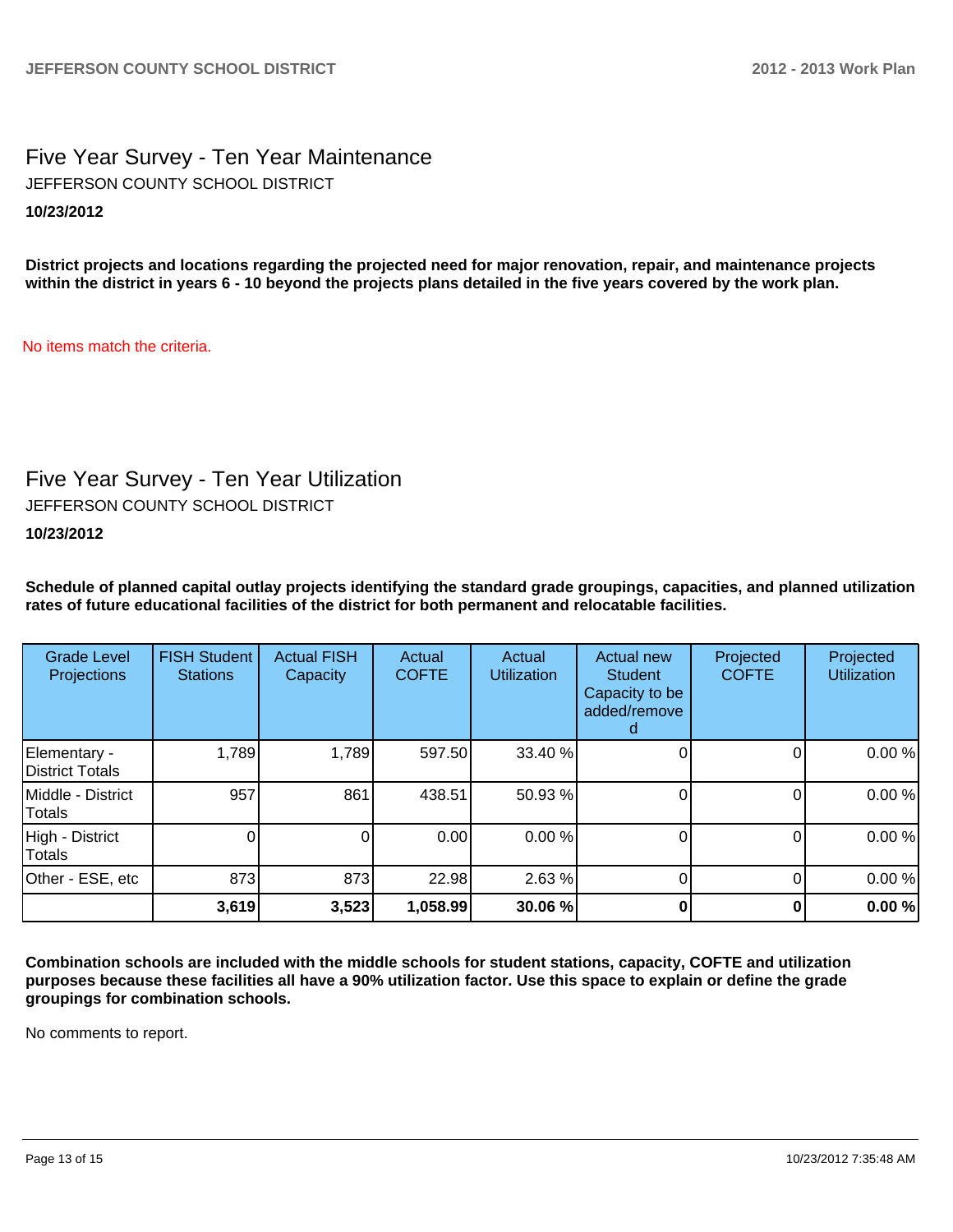## Five Year Survey - Ten Year Maintenance

JEFFERSON COUNTY SCHOOL DISTRICT

**10/23/2012**

**District projects and locations regarding the projected need for major renovation, repair, and maintenance projects within the district in years 6 - 10 beyond the projects plans detailed in the five years covered by the work plan.**

No items match the criteria.

## Five Year Survey - Ten Year Utilization

JEFFERSON COUNTY SCHOOL DISTRICT

**10/23/2012**

**Schedule of planned capital outlay projects identifying the standard grade groupings, capacities, and planned utilization rates of future educational facilities of the district for both permanent and relocatable facilities.**

| Grade Level Projections | FISH Student Stations | Actual FISH Capacity | Actual COFTE | Actual Utilization | Actual new Student Capacity to be added/removed | Projected COFTE | Projected Utilization |
|---|---|---|---|---|---|---|---|
| Elementary - District Totals | 1,789 | 1,789 | 597.50 | 33.40 % | 0 | 0 | 0.00 % |
| Middle - District Totals | 957 | 861 | 438.51 | 50.93 % | 0 | 0 | 0.00 % |
| High - District Totals | 0 | 0 | 0.00 | 0.00 % | 0 | 0 | 0.00 % |
| Other - ESE, etc | 873 | 873 | 22.98 | 2.63 % | 0 | 0 | 0.00 % |
| | **3,619** | **3,523** | **1,058.99** | **30.06 %** | **0** | **0** | **0.00 %** |

**Combination schools are included with the middle schools for student stations, capacity, COFTE and utilization purposes because these facilities all have a 90% utilization factor. Use this space to explain or define the grade groupings for combination schools.**

No comments to report.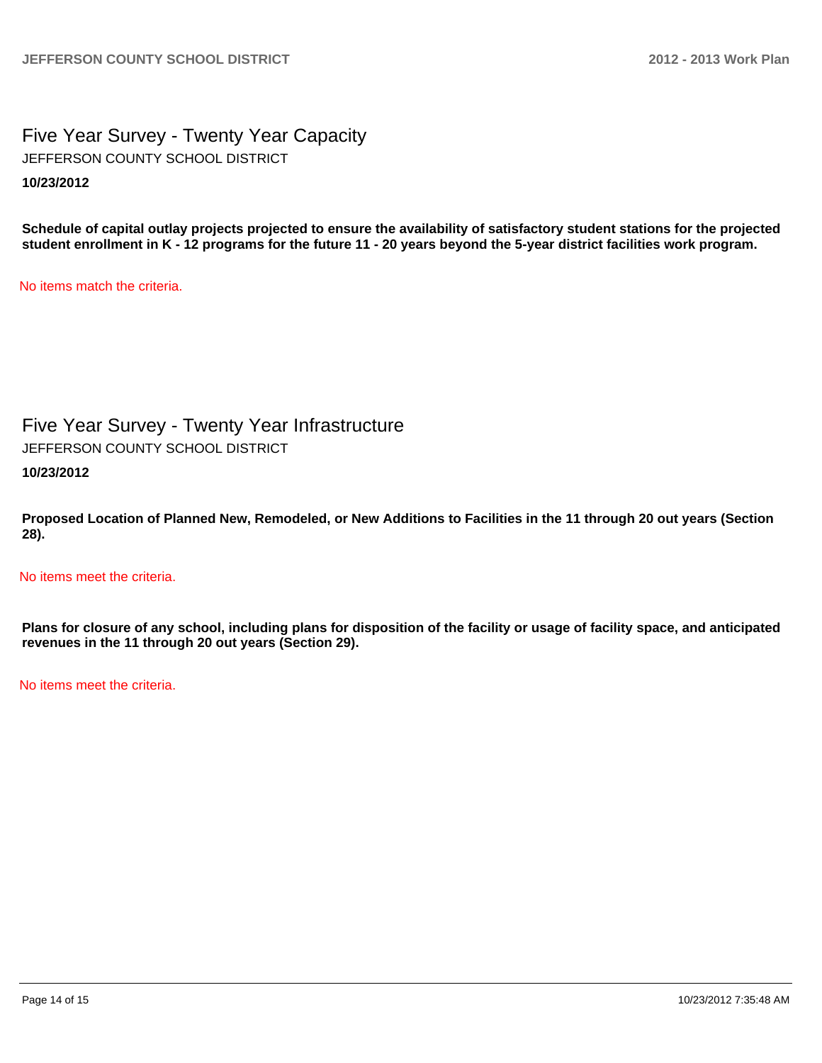# Five Year Survey - Twenty Year Capacity

JEFFERSON COUNTY SCHOOL DISTRICT

**10/23/2012**

**Schedule of capital outlay projects projected to ensure the availability of satisfactory student stations for the projected student enrollment in K - 12 programs for the future 11 - 20 years beyond the 5-year district facilities work program.**

No items match the criteria.

# Five Year Survey - Twenty Year Infrastructure

JEFFERSON COUNTY SCHOOL DISTRICT

**10/23/2012**

**Proposed Location of Planned New, Remodeled, or New Additions to Facilities in the 11 through 20 out years (Section 28).**

No items meet the criteria.

**Plans for closure of any school, including plans for disposition of the facility or usage of facility space, and anticipated revenues in the 11 through 20 out years (Section 29).**

No items meet the criteria.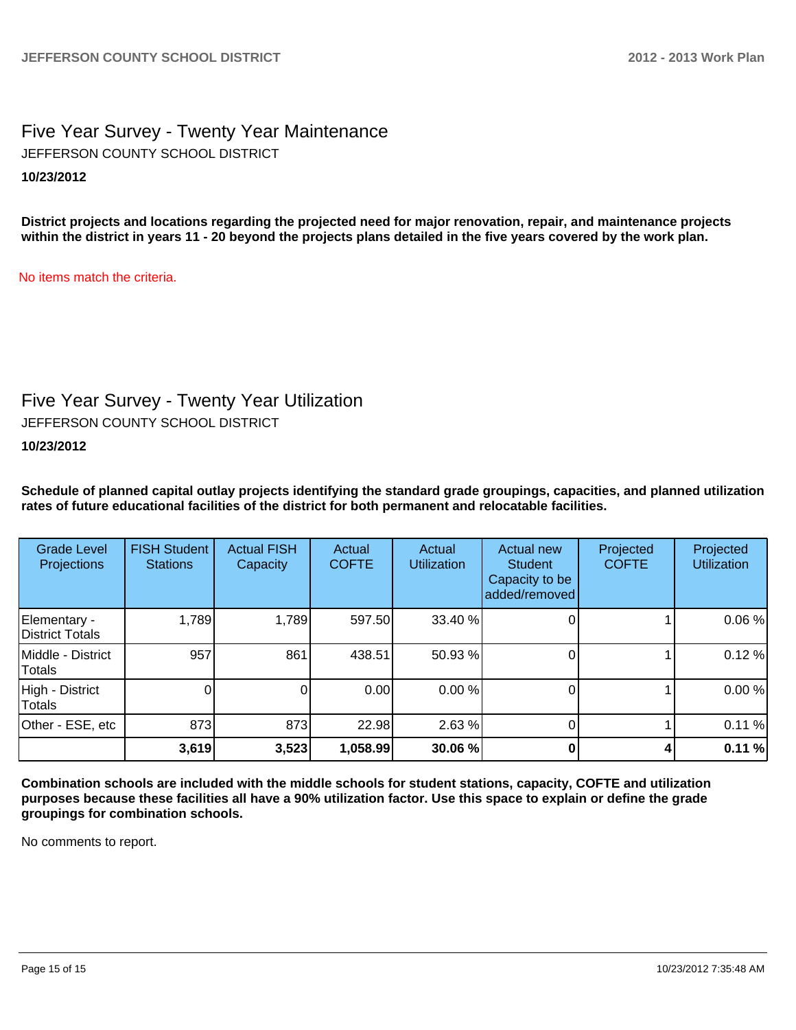## Five Year Survey - Twenty Year Maintenance

JEFFERSON COUNTY SCHOOL DISTRICT

**10/23/2012**

**District projects and locations regarding the projected need for major renovation, repair, and maintenance projects within the district in years 11 - 20 beyond the projects plans detailed in the five years covered by the work plan.**

No items match the criteria.

## Five Year Survey - Twenty Year Utilization

JEFFERSON COUNTY SCHOOL DISTRICT

**10/23/2012**

**Schedule of planned capital outlay projects identifying the standard grade groupings, capacities, and planned utilization rates of future educational facilities of the district for both permanent and relocatable facilities.**

| Grade Level Projections | FISH Student Stations | Actual FISH Capacity | Actual COFTE | Actual Utilization | Actual new Student Capacity to be added/removed | Projected COFTE | Projected Utilization |
|---|---|---|---|---|---|---|---|
| Elementary - District Totals | 1,789 | 1,789 | 597.50 | 33.40 % | 0 | 1 | 0.06 % |
| Middle - District Totals | 957 | 861 | 438.51 | 50.93 % | 0 | 1 | 0.12 % |
| High - District Totals | 0 | 0 | 0.00 | 0.00 % | 0 | 1 | 0.00 % |
| Other - ESE, etc | 873 | 873 | 22.98 | 2.63 % | 0 | 1 | 0.11 % |
| | **3,619** | **3,523** | **1,058.99** | **30.06 %** | **0** | **4** | **0.11 %** |

**Combination schools are included with the middle schools for student stations, capacity, COFTE and utilization purposes because these facilities all have a 90% utilization factor. Use this space to explain or define the grade groupings for combination schools.**

No comments to report.